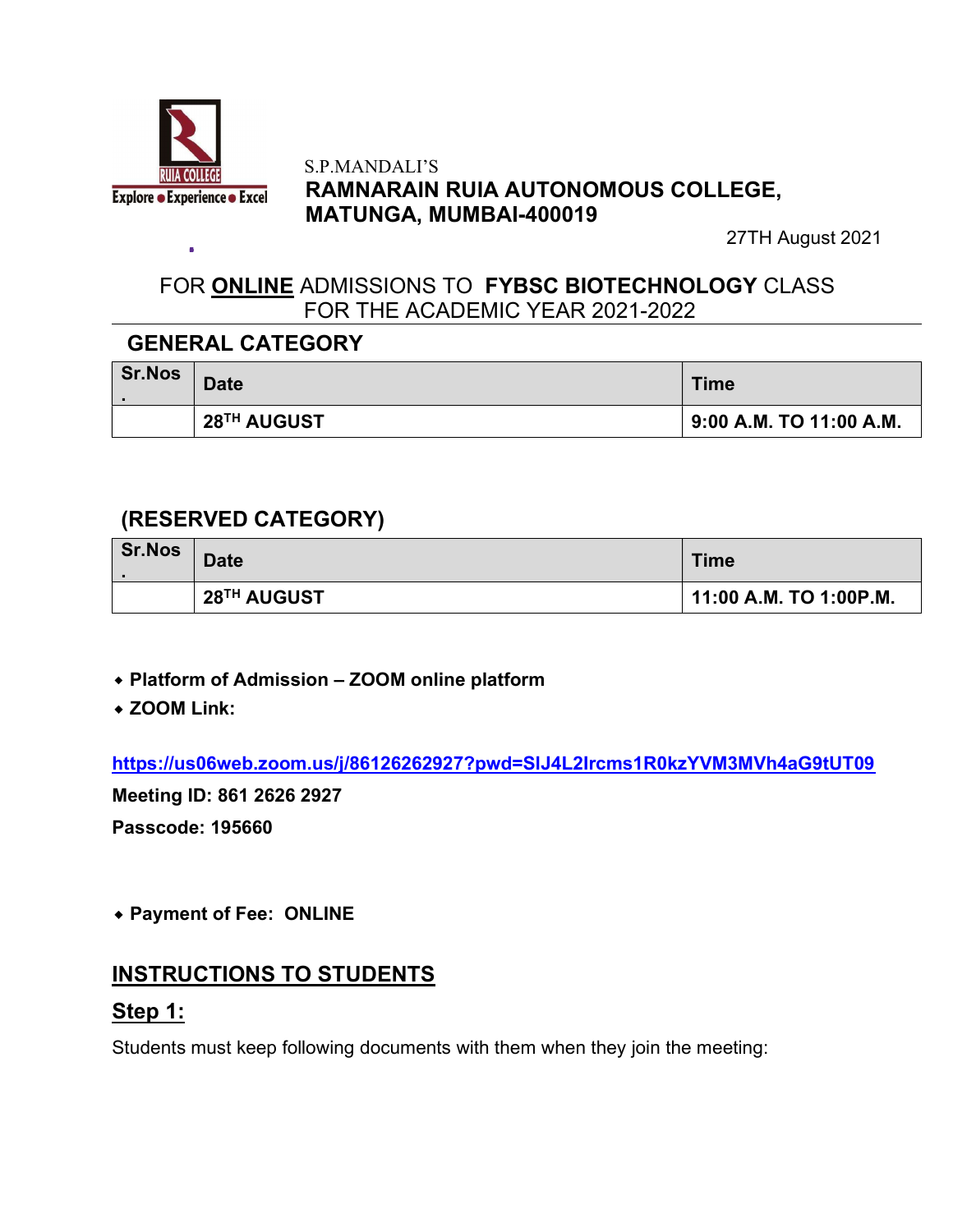S.P.MANDALI'S

**RAMNARAIN RUIA AUTONOMOUS COLLEGE, MATUNGA, MUMBAI-400019**

27TH August 2021

FOR **ONLINE** ADMISSIONS TO **FYBSC BIOTECHNOLOGY** CLASS FOR THE ACADEMIC YEAR 2021-2022

## GENERAL CATEGORY

| Sr.Nos. | Date | Time |
|---|---|---|
| | **28TH AUGUST** | **9:00 A.M. TO 11:00 A.M.** |

## (RESERVED CATEGORY)

| Sr.Nos. | Date | Time |
|---|---|---|
| | **28TH AUGUST** | **11:00 A.M. TO 1:00P.M.** |

- **Platform of Admission – ZOOM online platform**
- **ZOOM Link:**

**https://us06web.zoom.us/j/86126262927?pwd=SlJ4L2lrcms1R0kzYVM3MVh4aG9tUT09**

**Meeting ID: 861 2626 2927**

**Passcode: 195660**

- **Payment of Fee: ONLINE**

## INSTRUCTIONS TO STUDENTS

### Step 1:

Students must keep following documents with them when they join the meeting: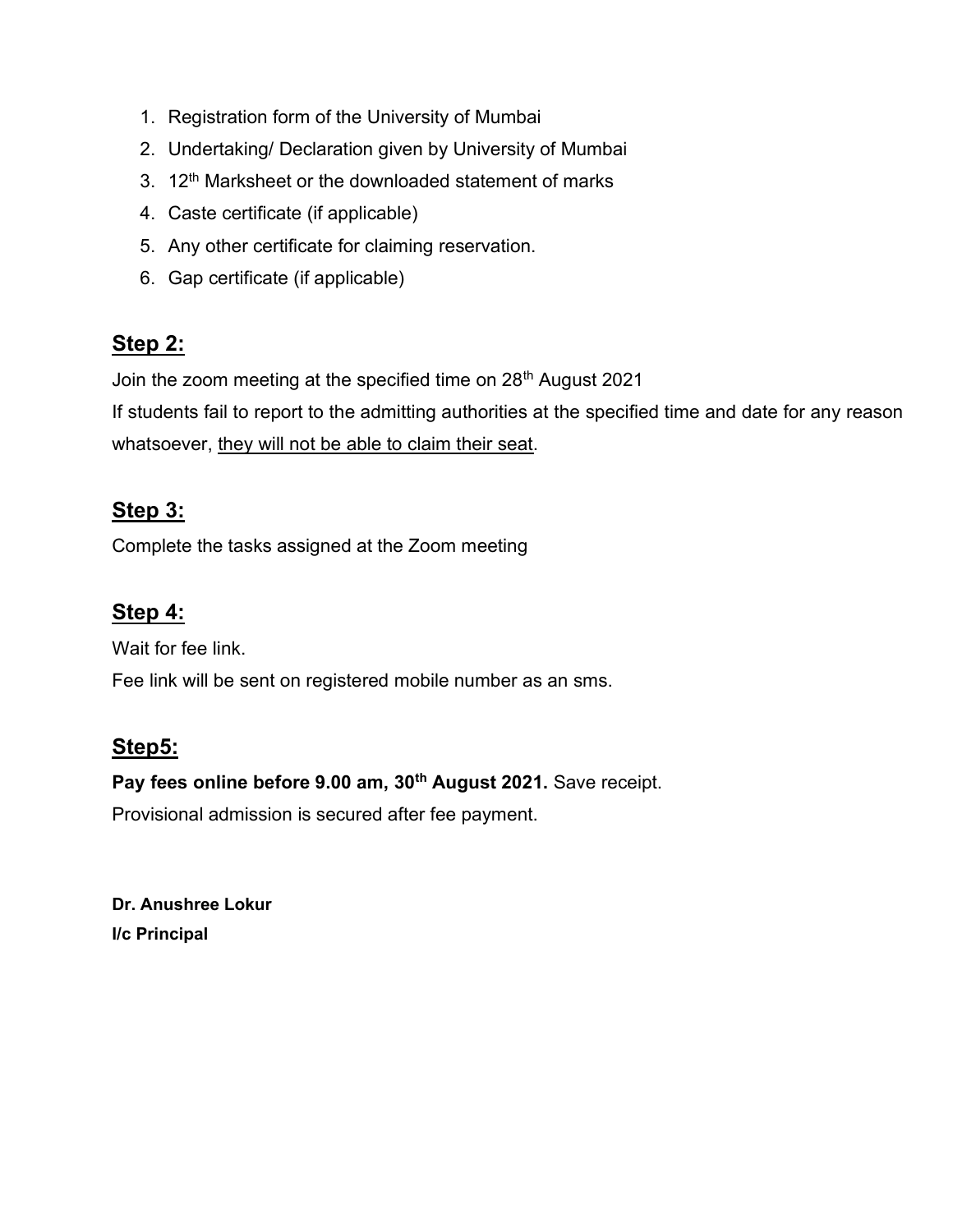1. Registration form of the University of Mumbai
2. Undertaking/ Declaration given by University of Mumbai
3. 12th Marksheet or the downloaded statement of marks
4. Caste certificate (if applicable)
5. Any other certificate for claiming reservation.
6. Gap certificate (if applicable)

## Step 2:

Join the zoom meeting at the specified time on 28th August 2021

If students fail to report to the admitting authorities at the specified time and date for any reason whatsoever, they will not be able to claim their seat.

## Step 3:

Complete the tasks assigned at the Zoom meeting

## Step 4:

Wait for fee link.

Fee link will be sent on registered mobile number as an sms.

## Step5:

**Pay fees online before 9.00 am, 30th August 2021.** Save receipt.

Provisional admission is secured after fee payment.

**Dr. Anushree Lokur**
**I/c Principal**